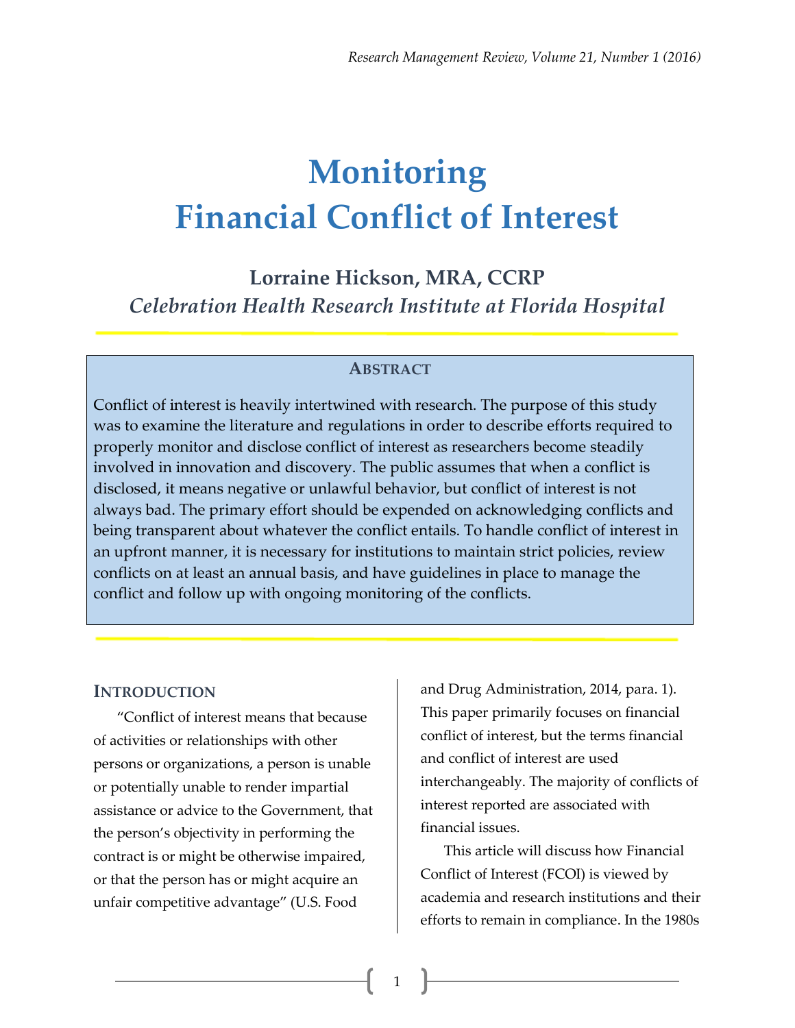# Monitoring Financial Conflict of Interest

**Lorraine Hickson, MRA, CCRP**

*Celebration Health Research Institute at Florida Hospital*

## Abstract

Conflict of interest is heavily intertwined with research. The purpose of this study was to examine the literature and regulations in order to describe efforts required to properly monitor and disclose conflict of interest as researchers become steadily involved in innovation and discovery. The public assumes that when a conflict is disclosed, it means negative or unlawful behavior, but conflict of interest is not always bad. The primary effort should be expended on acknowledging conflicts and being transparent about whatever the conflict entails. To handle conflict of interest in an upfront manner, it is necessary for institutions to maintain strict policies, review conflicts on at least an annual basis, and have guidelines in place to manage the conflict and follow up with ongoing monitoring of the conflicts.

## Introduction

"Conflict of interest means that because of activities or relationships with other persons or organizations, a person is unable or potentially unable to render impartial assistance or advice to the Government, that the person's objectivity in performing the contract is or might be otherwise impaired, or that the person has or might acquire an unfair competitive advantage" (U.S. Food and Drug Administration, 2014, para. 1). This paper primarily focuses on financial conflict of interest, but the terms financial and conflict of interest are used interchangeably. The majority of conflicts of interest reported are associated with financial issues.

This article will discuss how Financial Conflict of Interest (FCOI) is viewed by academia and research institutions and their efforts to remain in compliance. In the 1980s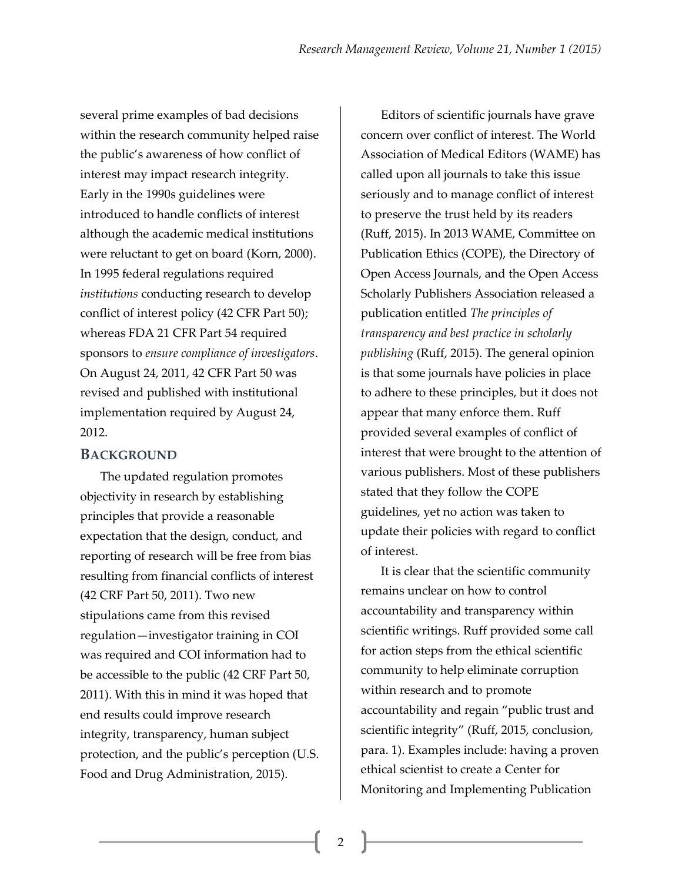several prime examples of bad decisions within the research community helped raise the public's awareness of how conflict of interest may impact research integrity. Early in the 1990s guidelines were introduced to handle conflicts of interest although the academic medical institutions were reluctant to get on board (Korn, 2000). In 1995 federal regulations required *institutions* conducting research to develop conflict of interest policy (42 CFR Part 50); whereas FDA 21 CFR Part 54 required sponsors to *ensure compliance of investigators*. On August 24, 2011, 42 CFR Part 50 was revised and published with institutional implementation required by August 24, 2012.

## Background

The updated regulation promotes objectivity in research by establishing principles that provide a reasonable expectation that the design, conduct, and reporting of research will be free from bias resulting from financial conflicts of interest (42 CRF Part 50, 2011). Two new stipulations came from this revised regulation—investigator training in COI was required and COI information had to be accessible to the public (42 CRF Part 50, 2011). With this in mind it was hoped that end results could improve research integrity, transparency, human subject protection, and the public's perception (U.S. Food and Drug Administration, 2015).

Editors of scientific journals have grave concern over conflict of interest. The World Association of Medical Editors (WAME) has called upon all journals to take this issue seriously and to manage conflict of interest to preserve the trust held by its readers (Ruff, 2015). In 2013 WAME, Committee on Publication Ethics (COPE), the Directory of Open Access Journals, and the Open Access Scholarly Publishers Association released a publication entitled *The principles of transparency and best practice in scholarly publishing* (Ruff, 2015). The general opinion is that some journals have policies in place to adhere to these principles, but it does not appear that many enforce them. Ruff provided several examples of conflict of interest that were brought to the attention of various publishers. Most of these publishers stated that they follow the COPE guidelines, yet no action was taken to update their policies with regard to conflict of interest.

It is clear that the scientific community remains unclear on how to control accountability and transparency within scientific writings. Ruff provided some call for action steps from the ethical scientific community to help eliminate corruption within research and to promote accountability and regain "public trust and scientific integrity" (Ruff, 2015, conclusion, para. 1). Examples include: having a proven ethical scientist to create a Center for Monitoring and Implementing Publication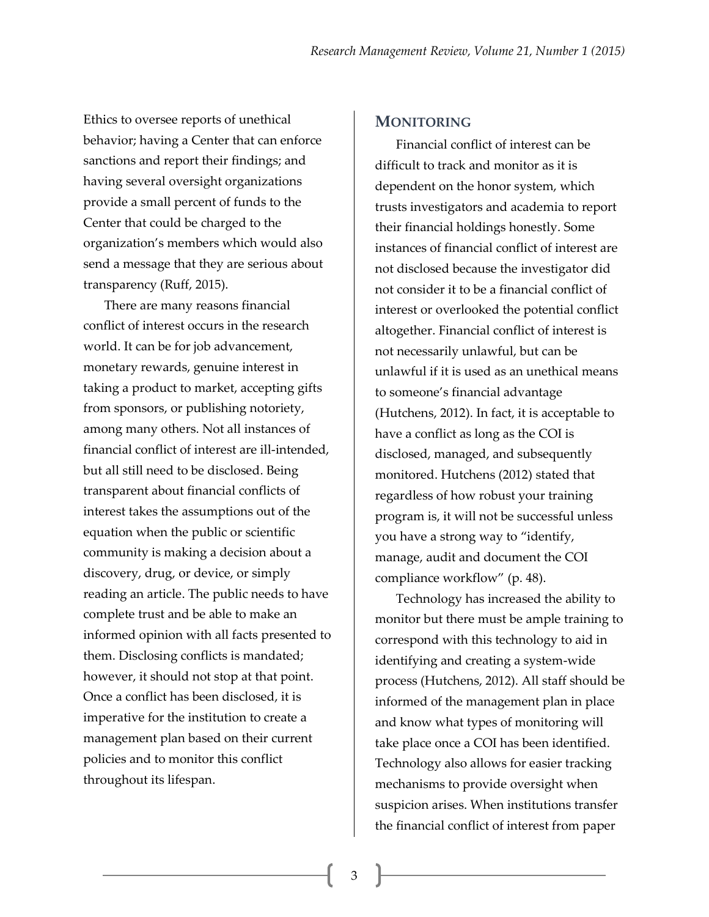Ethics to oversee reports of unethical behavior; having a Center that can enforce sanctions and report their findings; and having several oversight organizations provide a small percent of funds to the Center that could be charged to the organization's members which would also send a message that they are serious about transparency (Ruff, 2015).

There are many reasons financial conflict of interest occurs in the research world. It can be for job advancement, monetary rewards, genuine interest in taking a product to market, accepting gifts from sponsors, or publishing notoriety, among many others. Not all instances of financial conflict of interest are ill-intended, but all still need to be disclosed. Being transparent about financial conflicts of interest takes the assumptions out of the equation when the public or scientific community is making a decision about a discovery, drug, or device, or simply reading an article. The public needs to have complete trust and be able to make an informed opinion with all facts presented to them. Disclosing conflicts is mandated; however, it should not stop at that point. Once a conflict has been disclosed, it is imperative for the institution to create a management plan based on their current policies and to monitor this conflict throughout its lifespan.

## MONITORING

Financial conflict of interest can be difficult to track and monitor as it is dependent on the honor system, which trusts investigators and academia to report their financial holdings honestly. Some instances of financial conflict of interest are not disclosed because the investigator did not consider it to be a financial conflict of interest or overlooked the potential conflict altogether. Financial conflict of interest is not necessarily unlawful, but can be unlawful if it is used as an unethical means to someone's financial advantage (Hutchens, 2012). In fact, it is acceptable to have a conflict as long as the COI is disclosed, managed, and subsequently monitored. Hutchens (2012) stated that regardless of how robust your training program is, it will not be successful unless you have a strong way to "identify, manage, audit and document the COI compliance workflow" (p. 48).

Technology has increased the ability to monitor but there must be ample training to correspond with this technology to aid in identifying and creating a system-wide process (Hutchens, 2012). All staff should be informed of the management plan in place and know what types of monitoring will take place once a COI has been identified. Technology also allows for easier tracking mechanisms to provide oversight when suspicion arises. When institutions transfer the financial conflict of interest from paper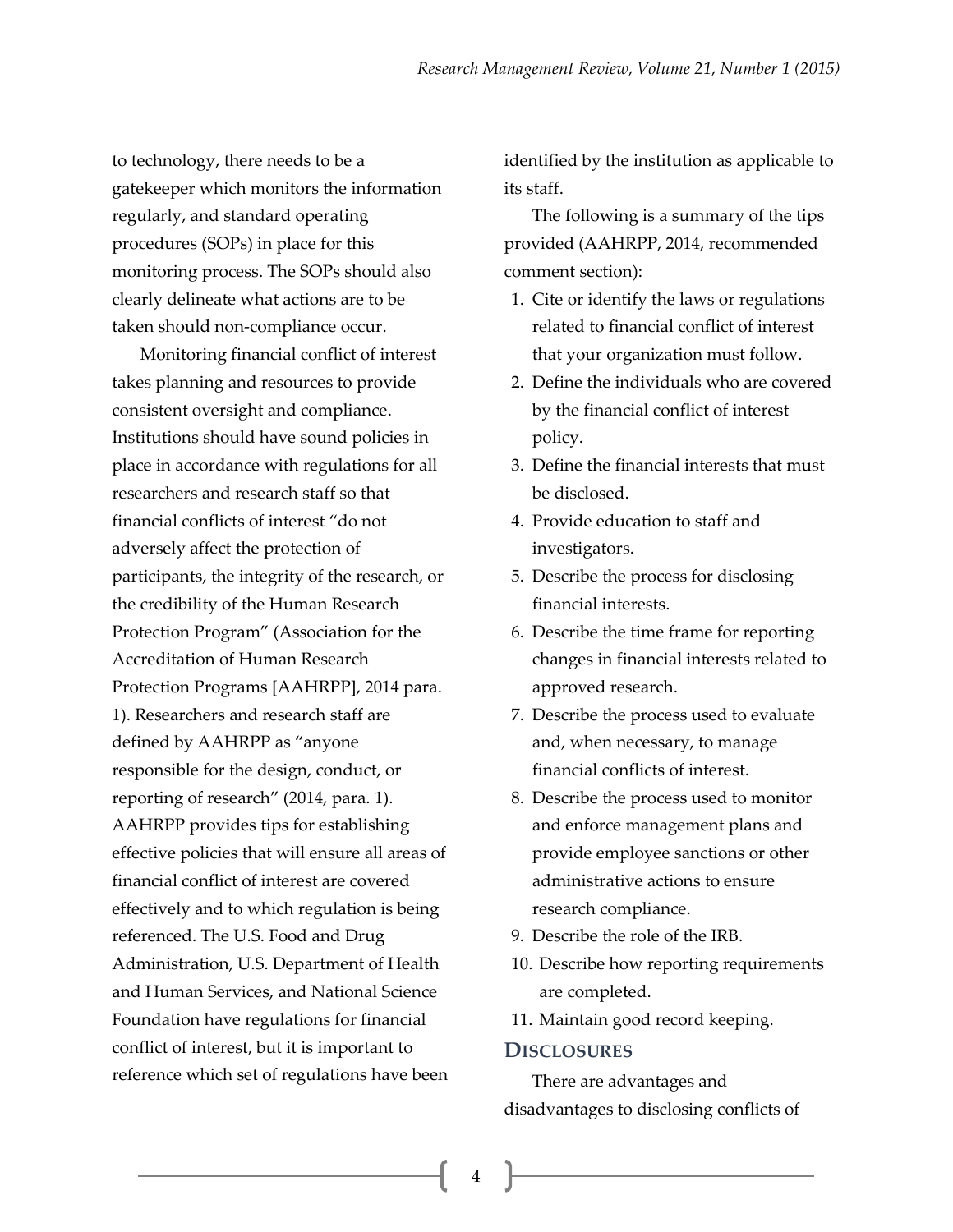to technology, there needs to be a gatekeeper which monitors the information regularly, and standard operating procedures (SOPs) in place for this monitoring process. The SOPs should also clearly delineate what actions are to be taken should non-compliance occur.

Monitoring financial conflict of interest takes planning and resources to provide consistent oversight and compliance. Institutions should have sound policies in place in accordance with regulations for all researchers and research staff so that financial conflicts of interest "do not adversely affect the protection of participants, the integrity of the research, or the credibility of the Human Research Protection Program" (Association for the Accreditation of Human Research Protection Programs [AAHRPP], 2014 para. 1). Researchers and research staff are defined by AAHRPP as "anyone responsible for the design, conduct, or reporting of research" (2014, para. 1). AAHRPP provides tips for establishing effective policies that will ensure all areas of financial conflict of interest are covered effectively and to which regulation is being referenced. The U.S. Food and Drug Administration, U.S. Department of Health and Human Services, and National Science Foundation have regulations for financial conflict of interest, but it is important to reference which set of regulations have been identified by the institution as applicable to its staff.

The following is a summary of the tips provided (AAHRPP, 2014, recommended comment section):

1. Cite or identify the laws or regulations related to financial conflict of interest that your organization must follow.
2. Define the individuals who are covered by the financial conflict of interest policy.
3. Define the financial interests that must be disclosed.
4. Provide education to staff and investigators.
5. Describe the process for disclosing financial interests.
6. Describe the time frame for reporting changes in financial interests related to approved research.
7. Describe the process used to evaluate and, when necessary, to manage financial conflicts of interest.
8. Describe the process used to monitor and enforce management plans and provide employee sanctions or other administrative actions to ensure research compliance.
9. Describe the role of the IRB.
10. Describe how reporting requirements are completed.
11. Maintain good record keeping.

## Disclosures

There are advantages and disadvantages to disclosing conflicts of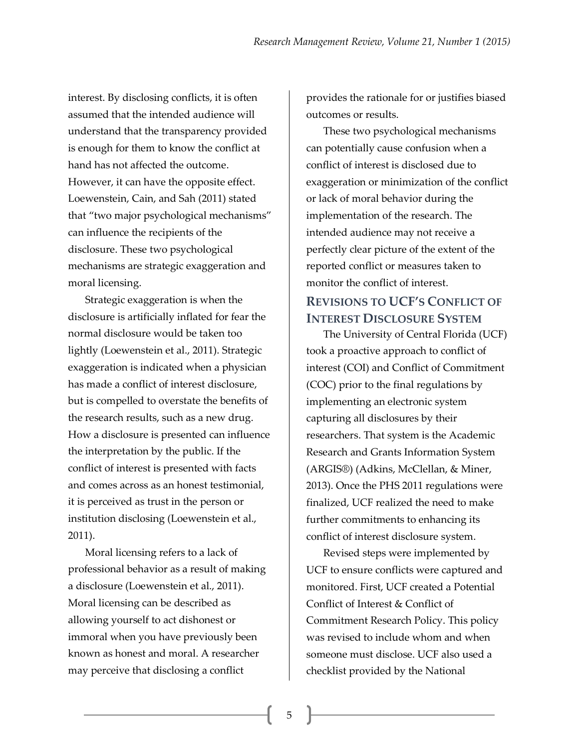interest. By disclosing conflicts, it is often assumed that the intended audience will understand that the transparency provided is enough for them to know the conflict at hand has not affected the outcome. However, it can have the opposite effect. Loewenstein, Cain, and Sah (2011) stated that "two major psychological mechanisms" can influence the recipients of the disclosure. These two psychological mechanisms are strategic exaggeration and moral licensing.

Strategic exaggeration is when the disclosure is artificially inflated for fear the normal disclosure would be taken too lightly (Loewenstein et al., 2011). Strategic exaggeration is indicated when a physician has made a conflict of interest disclosure, but is compelled to overstate the benefits of the research results, such as a new drug. How a disclosure is presented can influence the interpretation by the public. If the conflict of interest is presented with facts and comes across as an honest testimonial, it is perceived as trust in the person or institution disclosing (Loewenstein et al., 2011).

Moral licensing refers to a lack of professional behavior as a result of making a disclosure (Loewenstein et al., 2011). Moral licensing can be described as allowing yourself to act dishonest or immoral when you have previously been known as honest and moral. A researcher may perceive that disclosing a conflict provides the rationale for or justifies biased outcomes or results.

These two psychological mechanisms can potentially cause confusion when a conflict of interest is disclosed due to exaggeration or minimization of the conflict or lack of moral behavior during the implementation of the research. The intended audience may not receive a perfectly clear picture of the extent of the reported conflict or measures taken to monitor the conflict of interest.

## Revisions to UCF's Conflict of Interest Disclosure System

The University of Central Florida (UCF) took a proactive approach to conflict of interest (COI) and Conflict of Commitment (COC) prior to the final regulations by implementing an electronic system capturing all disclosures by their researchers. That system is the Academic Research and Grants Information System (ARGIS®) (Adkins, McClellan, & Miner, 2013). Once the PHS 2011 regulations were finalized, UCF realized the need to make further commitments to enhancing its conflict of interest disclosure system.

Revised steps were implemented by UCF to ensure conflicts were captured and monitored. First, UCF created a Potential Conflict of Interest & Conflict of Commitment Research Policy. This policy was revised to include whom and when someone must disclose. UCF also used a checklist provided by the National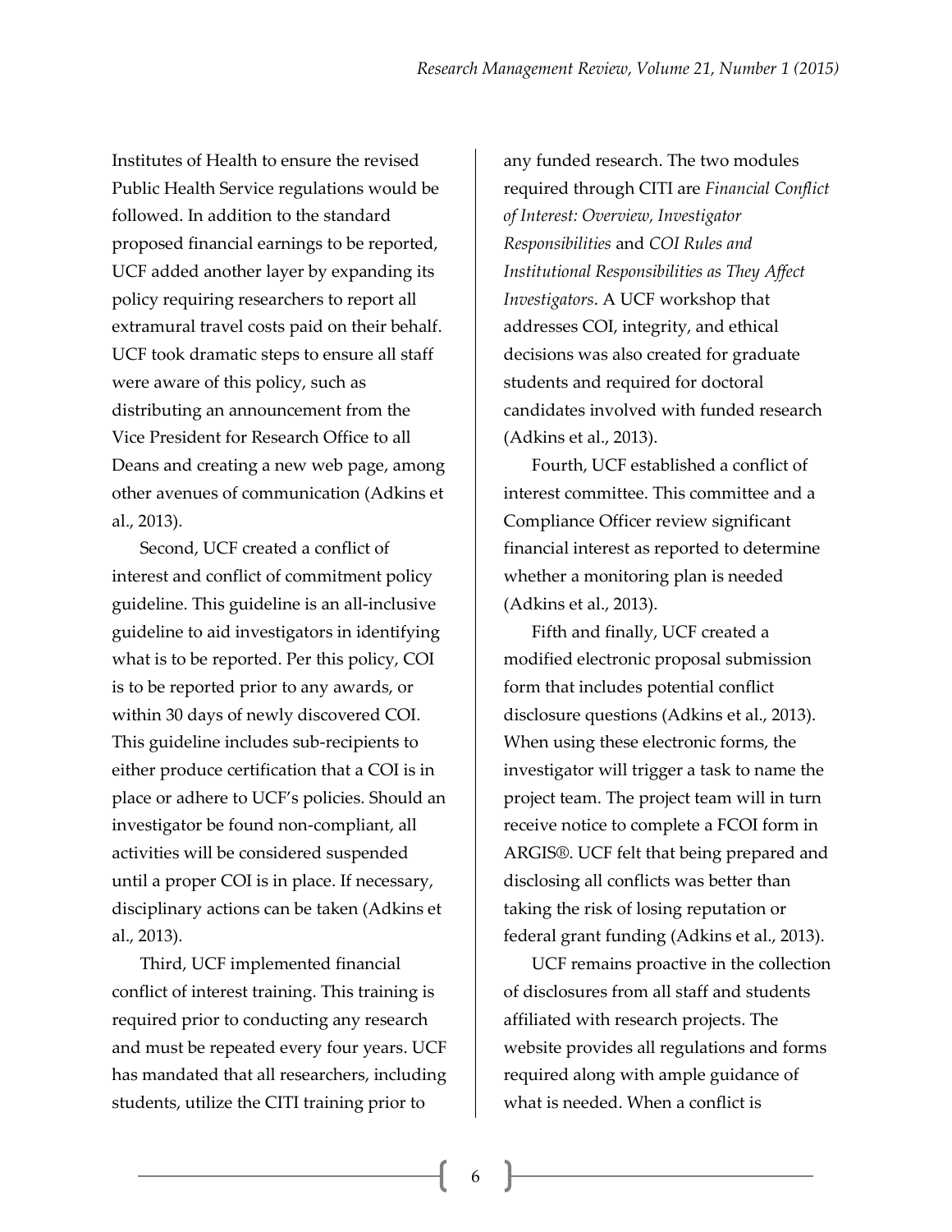Institutes of Health to ensure the revised Public Health Service regulations would be followed. In addition to the standard proposed financial earnings to be reported, UCF added another layer by expanding its policy requiring researchers to report all extramural travel costs paid on their behalf. UCF took dramatic steps to ensure all staff were aware of this policy, such as distributing an announcement from the Vice President for Research Office to all Deans and creating a new web page, among other avenues of communication (Adkins et al., 2013).

Second, UCF created a conflict of interest and conflict of commitment policy guideline. This guideline is an all-inclusive guideline to aid investigators in identifying what is to be reported. Per this policy, COI is to be reported prior to any awards, or within 30 days of newly discovered COI. This guideline includes sub-recipients to either produce certification that a COI is in place or adhere to UCF's policies. Should an investigator be found non-compliant, all activities will be considered suspended until a proper COI is in place. If necessary, disciplinary actions can be taken (Adkins et al., 2013).

Third, UCF implemented financial conflict of interest training. This training is required prior to conducting any research and must be repeated every four years. UCF has mandated that all researchers, including students, utilize the CITI training prior to any funded research. The two modules required through CITI are *Financial Conflict of Interest: Overview, Investigator Responsibilities* and *COI Rules and Institutional Responsibilities as They Affect Investigators*. A UCF workshop that addresses COI, integrity, and ethical decisions was also created for graduate students and required for doctoral candidates involved with funded research (Adkins et al., 2013).

Fourth, UCF established a conflict of interest committee. This committee and a Compliance Officer review significant financial interest as reported to determine whether a monitoring plan is needed (Adkins et al., 2013).

Fifth and finally, UCF created a modified electronic proposal submission form that includes potential conflict disclosure questions (Adkins et al., 2013). When using these electronic forms, the investigator will trigger a task to name the project team. The project team will in turn receive notice to complete a FCOI form in ARGIS®. UCF felt that being prepared and disclosing all conflicts was better than taking the risk of losing reputation or federal grant funding (Adkins et al., 2013).

UCF remains proactive in the collection of disclosures from all staff and students affiliated with research projects. The website provides all regulations and forms required along with ample guidance of what is needed. When a conflict is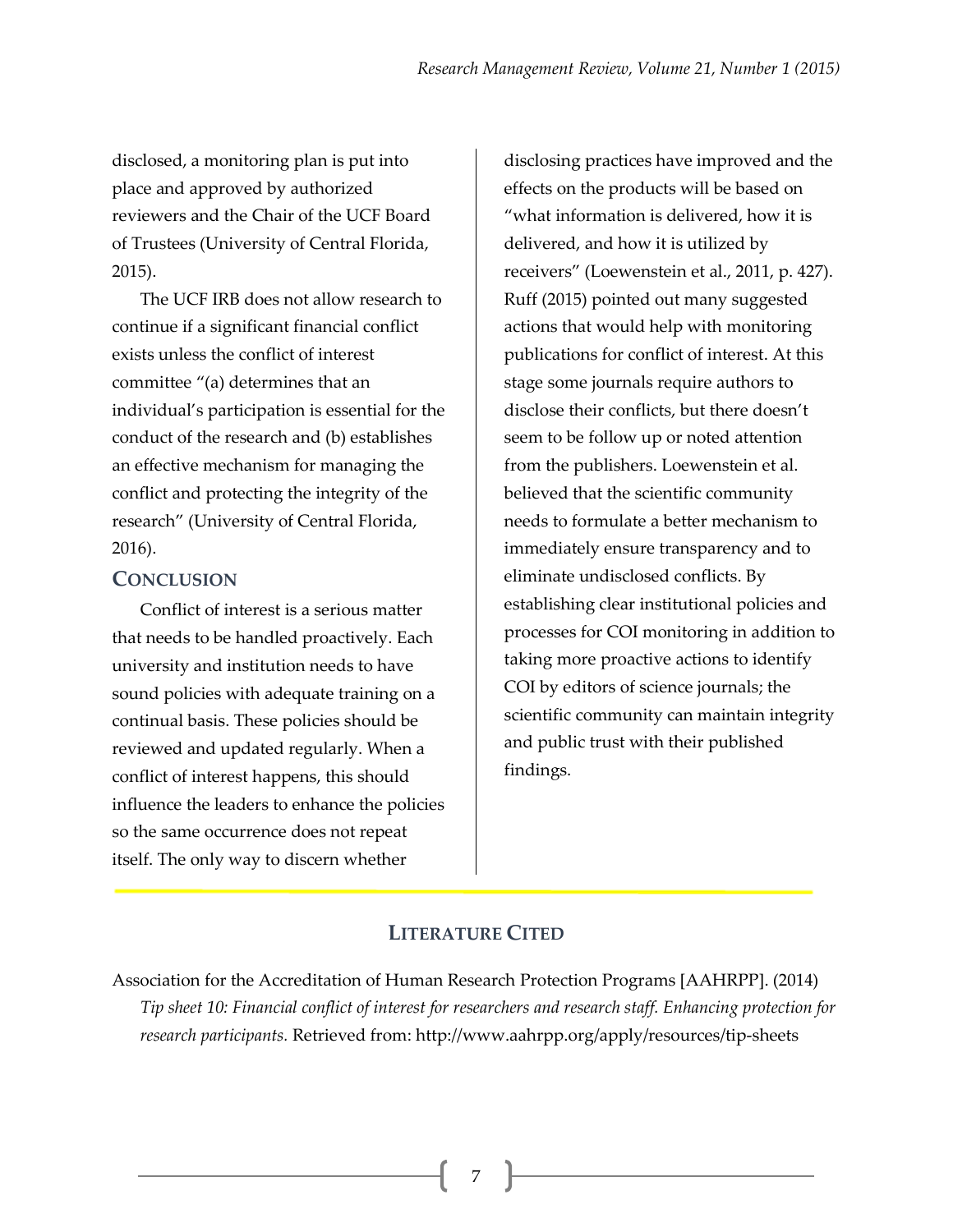disclosed, a monitoring plan is put into place and approved by authorized reviewers and the Chair of the UCF Board of Trustees (University of Central Florida, 2015).

The UCF IRB does not allow research to continue if a significant financial conflict exists unless the conflict of interest committee "(a) determines that an individual's participation is essential for the conduct of the research and (b) establishes an effective mechanism for managing the conflict and protecting the integrity of the research" (University of Central Florida, 2016).

## CONCLUSION

Conflict of interest is a serious matter that needs to be handled proactively. Each university and institution needs to have sound policies with adequate training on a continual basis. These policies should be reviewed and updated regularly. When a conflict of interest happens, this should influence the leaders to enhance the policies so the same occurrence does not repeat itself. The only way to discern whether disclosing practices have improved and the effects on the products will be based on "what information is delivered, how it is delivered, and how it is utilized by receivers" (Loewenstein et al., 2011, p. 427). Ruff (2015) pointed out many suggested actions that would help with monitoring publications for conflict of interest. At this stage some journals require authors to disclose their conflicts, but there doesn't seem to be follow up or noted attention from the publishers. Loewenstein et al. believed that the scientific community needs to formulate a better mechanism to immediately ensure transparency and to eliminate undisclosed conflicts. By establishing clear institutional policies and processes for COI monitoring in addition to taking more proactive actions to identify COI by editors of science journals; the scientific community can maintain integrity and public trust with their published findings.

## LITERATURE CITED

Association for the Accreditation of Human Research Protection Programs [AAHRPP]. (2014) *Tip sheet 10: Financial conflict of interest for researchers and research staff. Enhancing protection for research participants.* Retrieved from: http://www.aahrpp.org/apply/resources/tip-sheets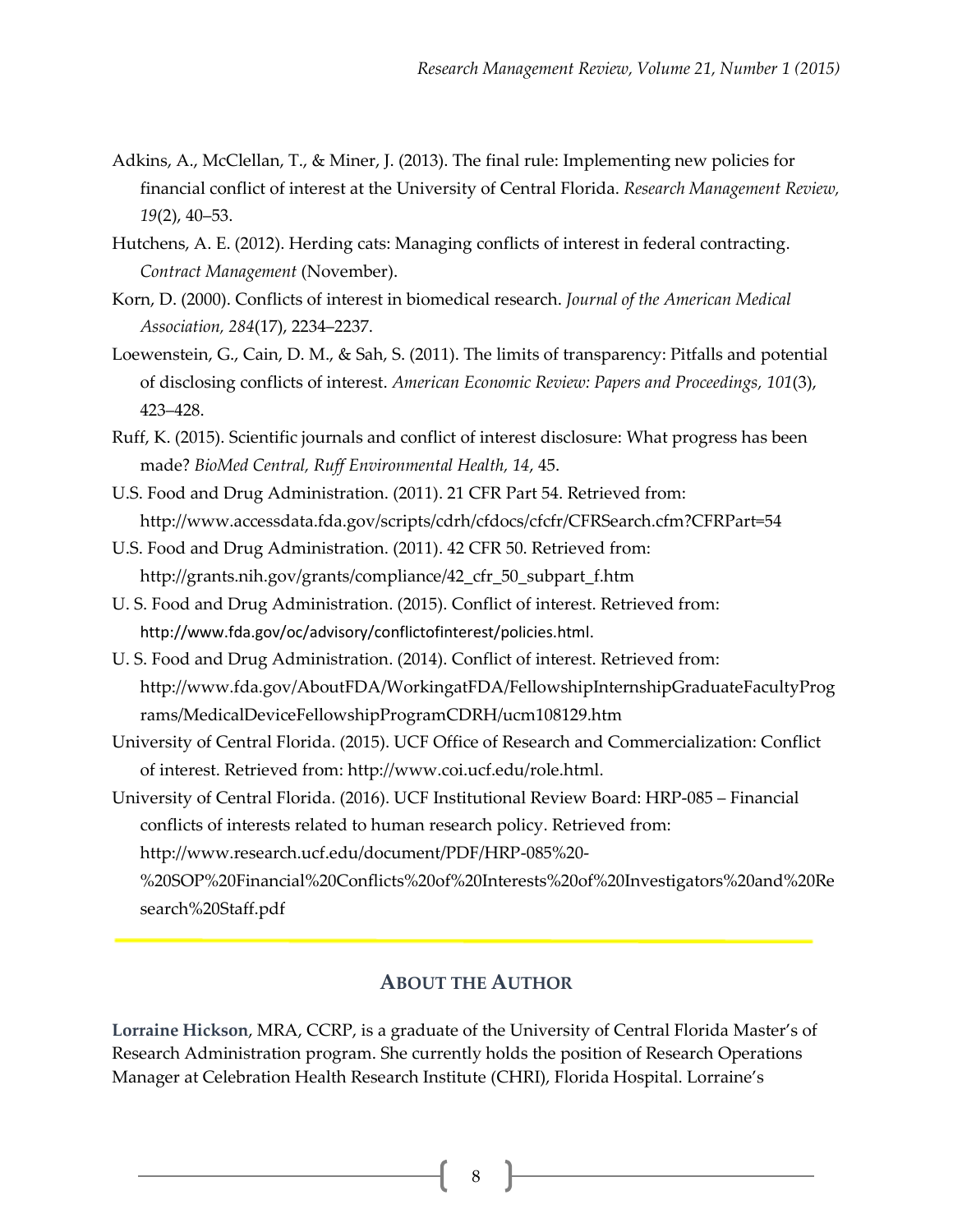Adkins, A., McClellan, T., & Miner, J. (2013). The final rule: Implementing new policies for financial conflict of interest at the University of Central Florida. *Research Management Review, 19*(2), 40–53.

Hutchens, A. E. (2012). Herding cats: Managing conflicts of interest in federal contracting. *Contract Management* (November).

Korn, D. (2000). Conflicts of interest in biomedical research. *Journal of the American Medical Association, 284*(17), 2234–2237.

Loewenstein, G., Cain, D. M., & Sah, S. (2011). The limits of transparency: Pitfalls and potential of disclosing conflicts of interest. *American Economic Review: Papers and Proceedings, 101*(3), 423–428.

Ruff, K. (2015). Scientific journals and conflict of interest disclosure: What progress has been made? *BioMed Central, Ruff Environmental Health, 14*, 45.

U.S. Food and Drug Administration. (2011). 21 CFR Part 54. Retrieved from: http://www.accessdata.fda.gov/scripts/cdrh/cfdocs/cfcfr/CFRSearch.cfm?CFRPart=54

U.S. Food and Drug Administration. (2011). 42 CFR 50. Retrieved from: http://grants.nih.gov/grants/compliance/42_cfr_50_subpart_f.htm

U. S. Food and Drug Administration. (2015). Conflict of interest. Retrieved from: http://www.fda.gov/oc/advisory/conflictofinterest/policies.html.

U. S. Food and Drug Administration. (2014). Conflict of interest. Retrieved from: http://www.fda.gov/AboutFDA/WorkingatFDA/FellowshipInternshipGraduateFacultyPrograms/MedicalDeviceFellowshipProgramCDRH/ucm108129.htm

University of Central Florida. (2015). UCF Office of Research and Commercialization: Conflict of interest. Retrieved from: http://www.coi.ucf.edu/role.html.

University of Central Florida. (2016). UCF Institutional Review Board: HRP-085 – Financial conflicts of interests related to human research policy. Retrieved from: http://www.research.ucf.edu/document/PDF/HRP-085%20-%20SOP%20Financial%20Conflicts%20of%20Interests%20of%20Investigators%20and%20Research%20Staff.pdf

## About the Author

**Lorraine Hickson**, MRA, CCRP, is a graduate of the University of Central Florida Master's of Research Administration program. She currently holds the position of Research Operations Manager at Celebration Health Research Institute (CHRI), Florida Hospital. Lorraine's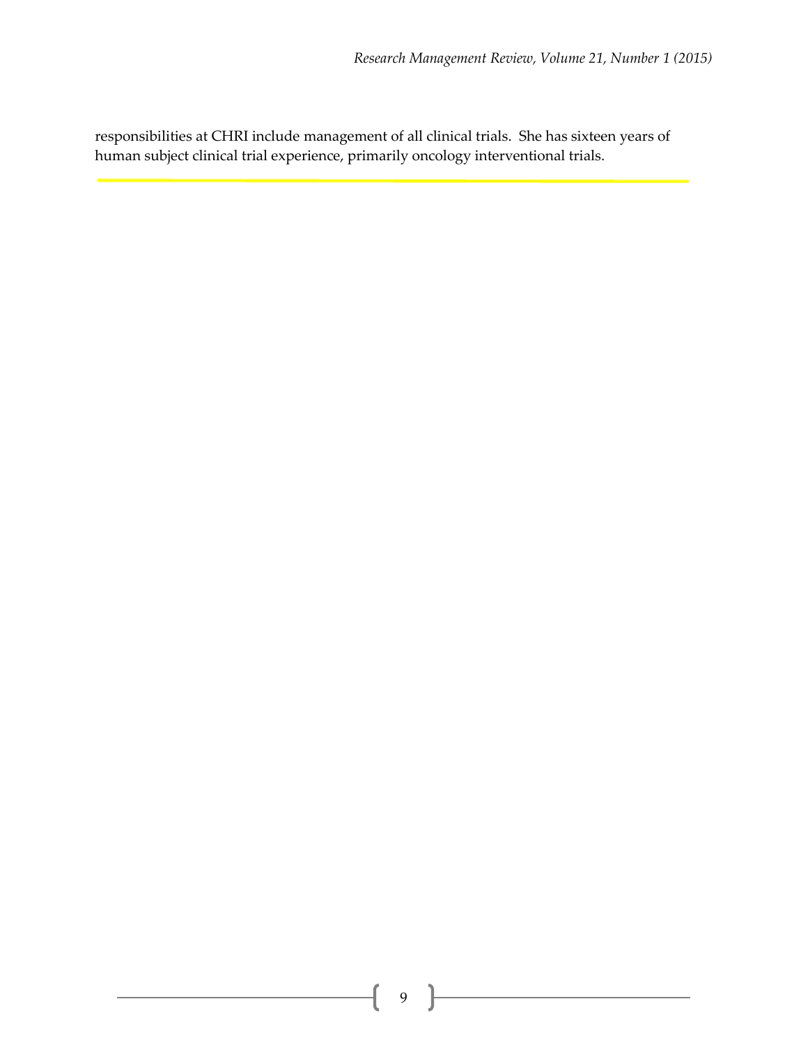responsibilities at CHRI include management of all clinical trials. She has sixteen years of human subject clinical trial experience, primarily oncology interventional trials.